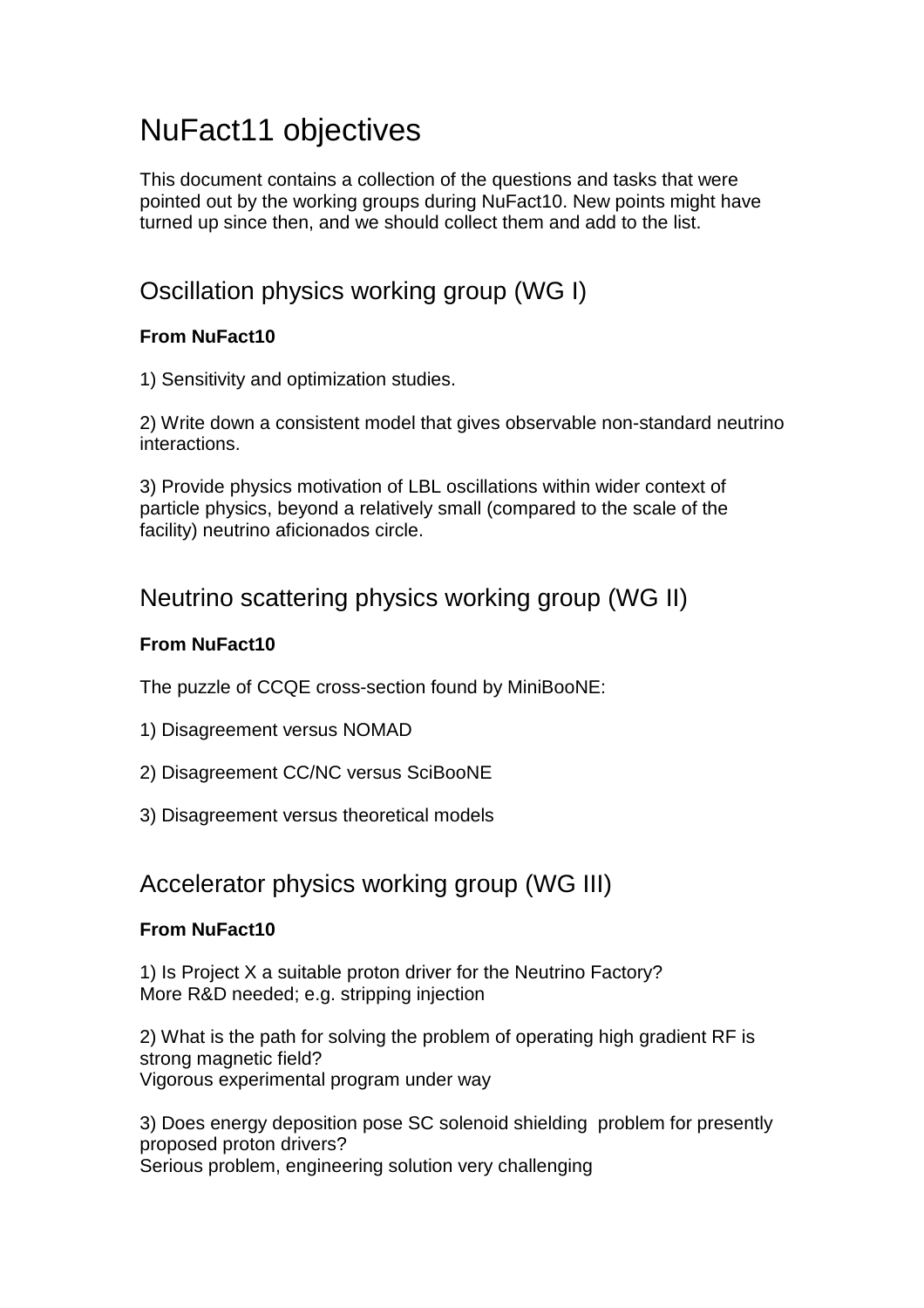# NuFact11 objectives

This document contains a collection of the questions and tasks that were pointed out by the working groups during NuFact10. New points might have turned up since then, and we should collect them and add to the list.

## Oscillation physics working group (WG I)

**From NuFact10**

1) Sensitivity and optimization studies.

2) Write down a consistent model that gives observable non-standard neutrino interactions.

3) Provide physics motivation of LBL oscillations within wider context of particle physics, beyond a relatively small (compared to the scale of the facility) neutrino aficionados circle.

## Neutrino scattering physics working group (WG II)

**From NuFact10**

The puzzle of CCQE cross-section found by MiniBooNE:

1) Disagreement versus NOMAD

2) Disagreement CC/NC versus SciBooNE

3) Disagreement versus theoretical models

## Accelerator physics working group (WG III)

**From NuFact10**

1) Is Project X a suitable proton driver for the Neutrino Factory?
More R&D needed; e.g. stripping injection

2) What is the path for solving the problem of operating high gradient RF is strong magnetic field?
Vigorous experimental program under way

3) Does energy deposition pose SC solenoid shielding problem for presently proposed proton drivers?
Serious problem, engineering solution very challenging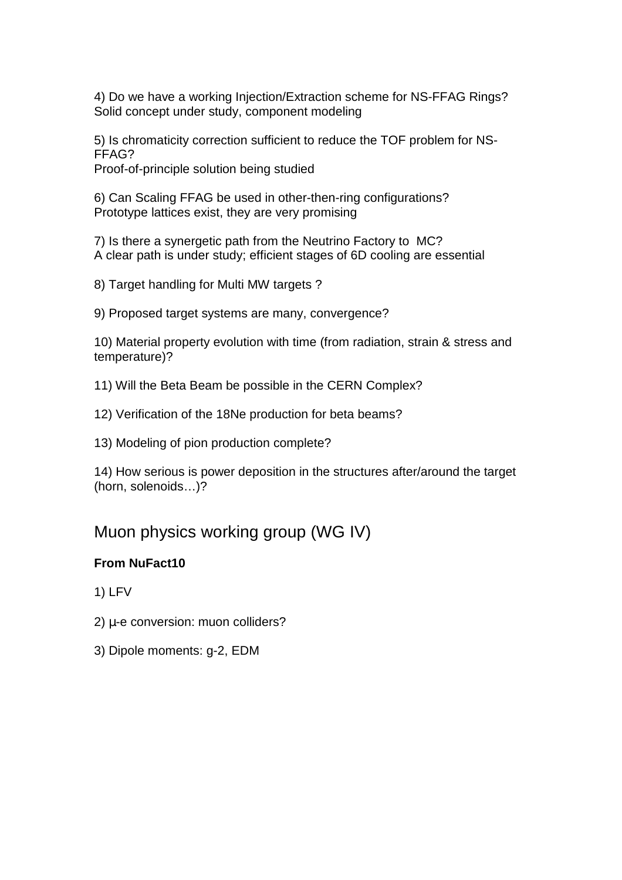4) Do we have a working Injection/Extraction scheme for NS-FFAG Rings?
Solid concept under study, component modeling

5) Is chromaticity correction sufficient to reduce the TOF problem for NS-FFAG?
Proof-of-principle solution being studied

6) Can Scaling FFAG be used in other-then-ring configurations?
Prototype lattices exist, they are very promising

7) Is there a synergetic path from the Neutrino Factory to MC?
A clear path is under study; efficient stages of 6D cooling are essential

8) Target handling for Multi MW targets ?

9) Proposed target systems are many, convergence?

10) Material property evolution with time (from radiation, strain & stress and temperature)?

11) Will the Beta Beam be possible in the CERN Complex?

12) Verification of the 18Ne production for beta beams?

13) Modeling of pion production complete?

14) How serious is power deposition in the structures after/around the target (horn, solenoids…)?

## Muon physics working group (WG IV)

**From NuFact10**

1) LFV

2) μ-e conversion: muon colliders?

3) Dipole moments: g-2, EDM